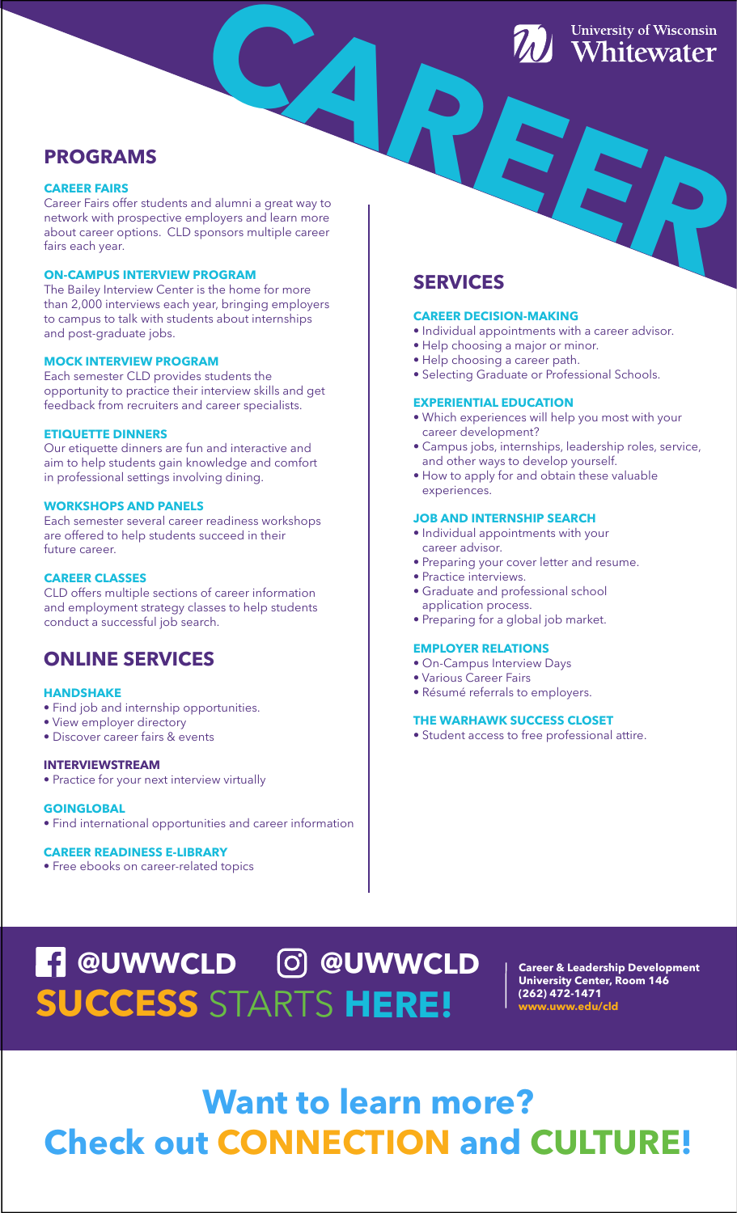# CAREER

University of Wisconsin Whitewater

## PROGRAMS

### CAREER FAIRS

Career Fairs offer students and alumni a great way to network with prospective employers and learn more about career options. CLD sponsors multiple career fairs each year.

### ON-CAMPUS INTERVIEW PROGRAM

The Bailey Interview Center is the home for more than 2,000 interviews each year, bringing employers to campus to talk with students about internships and post-graduate jobs.

### MOCK INTERVIEW PROGRAM

Each semester CLD provides students the opportunity to practice their interview skills and get feedback from recruiters and career specialists.

### ETIQUETTE DINNERS

Our etiquette dinners are fun and interactive and aim to help students gain knowledge and comfort in professional settings involving dining.

### WORKSHOPS AND PANELS

Each semester several career readiness workshops are offered to help students succeed in their future career.

### CAREER CLASSES

CLD offers multiple sections of career information and employment strategy classes to help students conduct a successful job search.

## ONLINE SERVICES

### HANDSHAKE

- Find job and internship opportunities.
- View employer directory
- Discover career fairs & events

### INTERVIEWSTREAM

- Practice for your next interview virtually

### GOINGLOBAL

- Find international opportunities and career information

### CAREER READINESS E-LIBRARY

- Free ebooks on career-related topics

## SERVICES

### CAREER DECISION-MAKING

- Individual appointments with a career advisor.
- Help choosing a major or minor.
- Help choosing a career path.
- Selecting Graduate or Professional Schools.

### EXPERIENTIAL EDUCATION

- Which experiences will help you most with your career development?
- Campus jobs, internships, leadership roles, service, and other ways to develop yourself.
- How to apply for and obtain these valuable experiences.

### JOB AND INTERNSHIP SEARCH

- Individual appointments with your career advisor.
- Preparing your cover letter and resume.
- Practice interviews.
- Graduate and professional school application process.
- Preparing for a global job market.

### EMPLOYER RELATIONS

- On-Campus Interview Days
- Various Career Fairs
- Résumé referrals to employers.

### THE WARHAWK SUCCESS CLOSET

- Student access to free professional attire.

**@UWWCLD** **@UWWCLD**

**SUCCESS** STARTS **HERE!**

**Career & Leadership Development**
**University Center, Room 146**
**(262) 472-1471**
**www.uww.edu/cld**

# Want to learn more? Check out CONNECTION and CULTURE!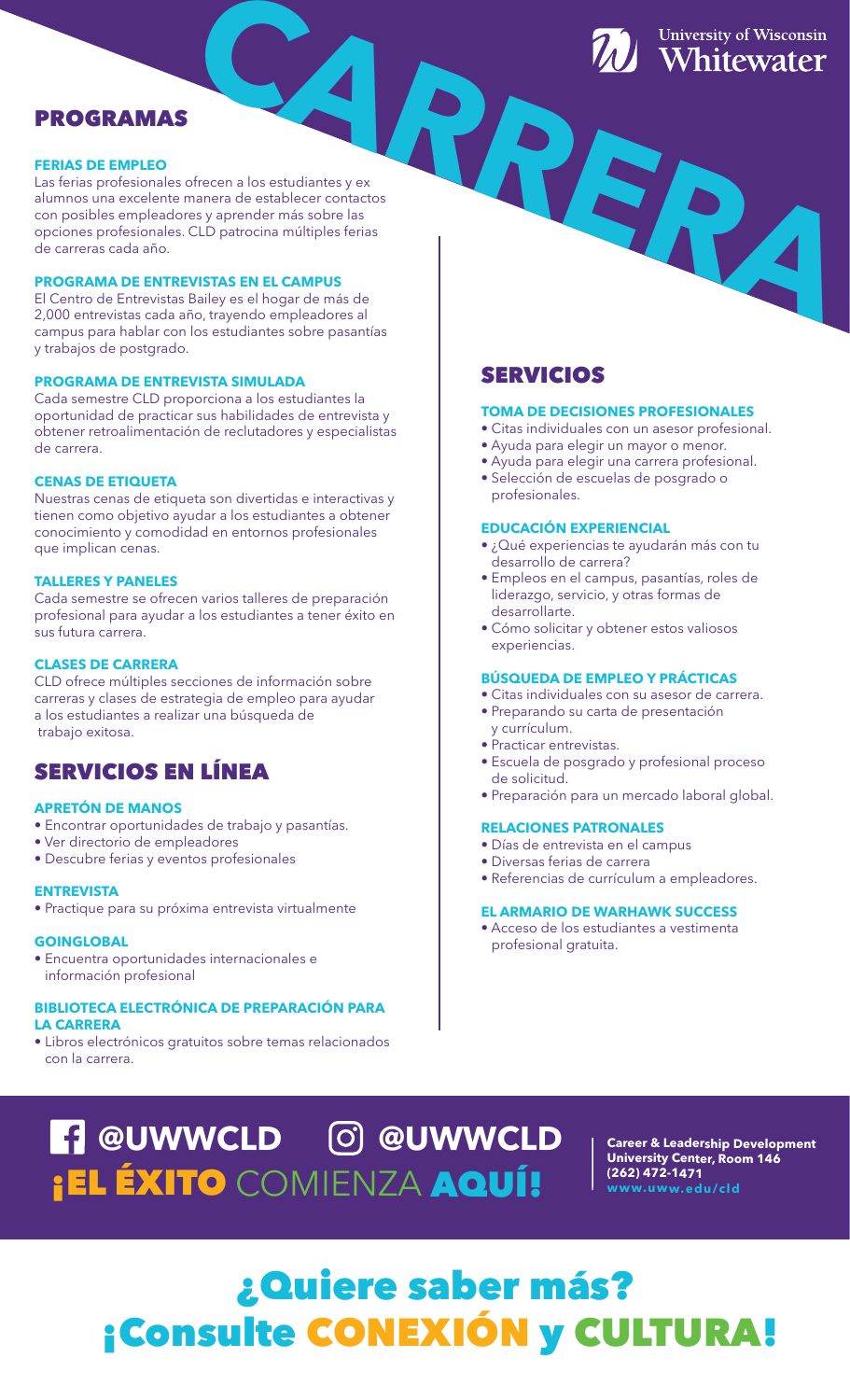# CARRERA

University of Wisconsin
Whitewater

## PROGRAMAS

### FERIAS DE EMPLEO

Las ferias profesionales ofrecen a los estudiantes y ex alumnos una excelente manera de establecer contactos con posibles empleadores y aprender más sobre las opciones profesionales. CLD patrocina múltiples ferias de carreras cada año.

### PROGRAMA DE ENTREVISTAS EN EL CAMPUS

El Centro de Entrevistas Bailey es el hogar de más de 2,000 entrevistas cada año, trayendo empleadores al campus para hablar con los estudiantes sobre pasantías y trabajos de postgrado.

### PROGRAMA DE ENTREVISTA SIMULADA

Cada semestre CLD proporciona a los estudiantes la oportunidad de practicar sus habilidades de entrevista y obtener retroalimentación de reclutadores y especialistas de carrera.

### CENAS DE ETIQUETA

Nuestras cenas de etiqueta son divertidas e interactivas y tienen como objetivo ayudar a los estudiantes a obtener conocimiento y comodidad en entornos profesionales que implican cenas.

### TALLERES Y PANELES

Cada semestre se ofrecen varios talleres de preparación profesional para ayudar a los estudiantes a tener éxito en sus futura carrera.

### CLASES DE CARRERA

CLD ofrece múltiples secciones de información sobre carreras y clases de estrategia de empleo para ayudar a los estudiantes a realizar una búsqueda de trabajo exitosa.

## SERVICIOS EN LÍNEA

### APRETÓN DE MANOS

- Encontrar oportunidades de trabajo y pasantías.
- Ver directorio de empleadores
- Descubre ferias y eventos profesionales

### ENTREVISTA

- Practique para su próxima entrevista virtualmente

### GOINGLOBAL

- Encuentra oportunidades internacionales e información profesional

### BIBLIOTECA ELECTRÓNICA DE PREPARACIÓN PARA LA CARRERA

- Libros electrónicos gratuitos sobre temas relacionados con la carrera.

## SERVICIOS

### TOMA DE DECISIONES PROFESIONALES

- Citas individuales con un asesor profesional.
- Ayuda para elegir un mayor o menor.
- Ayuda para elegir una carrera profesional.
- Selección de escuelas de posgrado o profesionales.

### EDUCACIÓN EXPERIENCIAL

- ¿Qué experiencias te ayudarán más con tu desarrollo de carrera?
- Empleos en el campus, pasantías, roles de liderazgo, servicio, y otras formas de desarrollarte.
- Cómo solicitar y obtener estos valiosos experiencias.

### BÚSQUEDA DE EMPLEO Y PRÁCTICAS

- Citas individuales con su asesor de carrera.
- Preparando su carta de presentación y currículum.
- Practicar entrevistas.
- Escuela de posgrado y profesional proceso de solicitud.
- Preparación para un mercado laboral global.

### RELACIONES PATRONALES

- Días de entrevista en el campus
- Diversas ferias de carrera
- Referencias de currículum a empleadores.

### EL ARMARIO DE WARHAWK SUCCESS

- Acceso de los estudiantes a vestimenta profesional gratuita.

**@UWWCLD** **@UWWCLD**

**¡EL ÉXITO COMIENZA AQUÍ!**

**Career & Leadership Development**
**University Center, Room 146**
**(262) 472-1471**
**www.uww.edu/cld**

# ¿Quiere saber más? ¡Consulte CONEXIÓN y CULTURA!